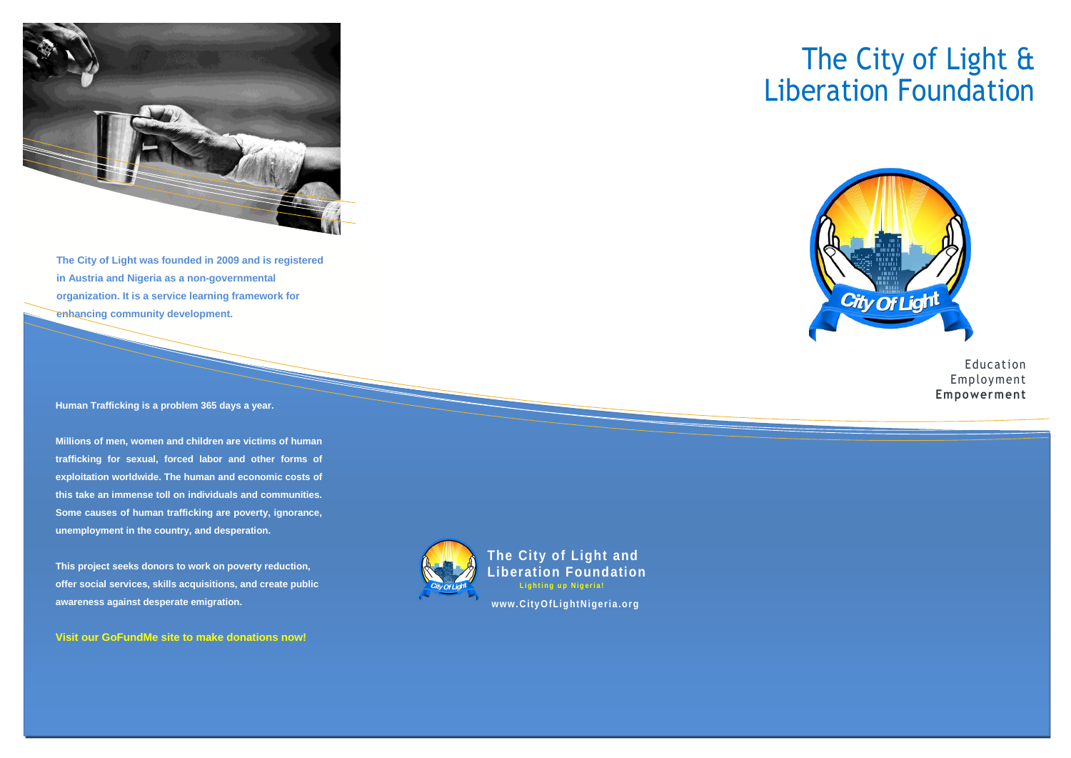The City of Light was founded in 2009 and is registered in Austria and Nigeria as a non-governmental organization. It is a service learning framework for enhancing community development.

**Human Trafficking is a problem 365 days a year.**

**Millions of men, women and children are victims of human trafficking for sexual, forced labor and other forms of exploitation worldwide. The human and economic costs of this take an immense toll on individuals and communities. Some causes of human trafficking are poverty, ignorance, unemployment in the country, and desperation.**

**This project seeks donors to work on poverty reduction, offer social services, skills acquisitions, and create public awareness against desperate emigration.**

**Visit our GoFundMe site to make donations now!**

**The City of Light and Liberation Foundation**

Lighting up Nigeria!

www.CityOfLightNigeria.org

# The City of Light & Liberation Foundation

City Of Light

Education
Employment
**Empowerment**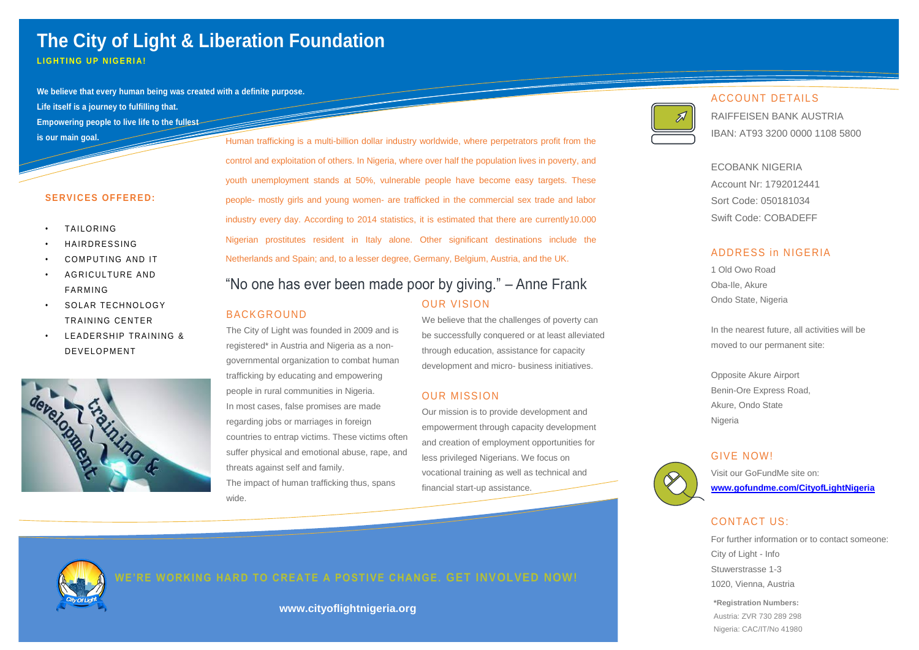# The City of Light & Liberation Foundation

**LIGHTING UP NIGERIA!**

**We believe that every human being was created with a definite purpose. Life itself is a journey to fulfilling that. Empowering people to live life to the fullest is our main goal.**

## SERVICES OFFERED:

- TAILORING
- HAIRDRESSING
- COMPUTING AND IT
- AGRICULTURE AND FARMING
- SOLAR TECHNOLOGY TRAINING CENTER
- LEADERSHIP TRAINING & DEVELOPMENT

Human trafficking is a multi-billion dollar industry worldwide, where perpetrators profit from the control and exploitation of others. In Nigeria, where over half the population lives in poverty, and youth unemployment stands at 50%, vulnerable people have become easy targets. These people- mostly girls and young women- are trafficked in the commercial sex trade and labor industry every day. According to 2014 statistics, it is estimated that there are currently10.000 Nigerian prostitutes resident in Italy alone. Other significant destinations include the Netherlands and Spain; and, to a lesser degree, Germany, Belgium, Austria, and the UK.

"No one has ever been made poor by giving." – Anne Frank

## BACKGROUND

The City of Light was founded in 2009 and is registered* in Austria and Nigeria as a non-governmental organization to combat human trafficking by educating and empowering people in rural communities in Nigeria.
In most cases, false promises are made regarding jobs or marriages in foreign countries to entrap victims. These victims often suffer physical and emotional abuse, rape, and threats against self and family.
The impact of human trafficking thus, spans wide.

## OUR VISION

We believe that the challenges of poverty can be successfully conquered or at least alleviated through education, assistance for capacity development and micro- business initiatives.

## OUR MISSION

Our mission is to provide development and empowerment through capacity development and creation of employment opportunities for less privileged Nigerians. We focus on vocational training as well as technical and financial start-up assistance.

## ACCOUNT DETAILS

RAIFFEISEN BANK AUSTRIA
IBAN: AT93 3200 0000 1108 5800

ECOBANK NIGERIA
Account Nr: 1792012441
Sort Code: 050181034
Swift Code: COBADEFF

## ADDRESS in NIGERIA

1 Old Owo Road
Oba-Ile, Akure
Ondo State, Nigeria

In the nearest future, all activities will be moved to our permanent site:

Opposite Akure Airport
Benin-Ore Express Road,
Akure, Ondo State
Nigeria

## GIVE NOW!

Visit our GoFundMe site on:
**www.gofundme.com/CityofLightNigeria**

## CONTACT US:

For further information or to contact someone:
City of Light - Info
Stuwerstrasse 1-3
1020, Vienna, Austria

**\*Registration Numbers:**
Austria: ZVR 730 289 298
Nigeria: CAC/IT/No 41980

**WE'RE WORKING HARD TO CREATE A POSTIVE CHANGE. GET INVOLVED NOW!**

**www.cityoflightnigeria.org**